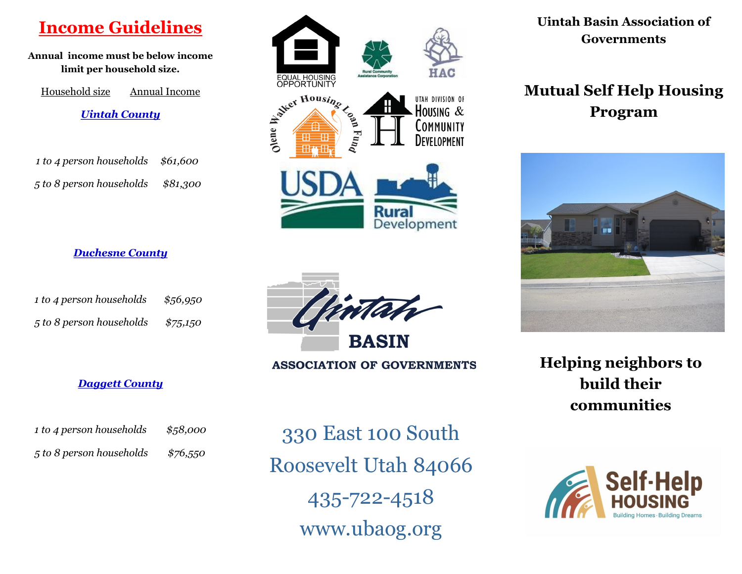# Income Guidelines

**Annual income must be below income limit per household size.**

| Household size | Annual Income |
|---|---|
| ***Uintah County*** | |
| *1 to 4 person households* | *$61,600* |
| *5 to 8 person households* | *$81,300* |
| ***Duchesne County*** | |
| *1 to 4 person households* | *$56,950* |
| *5 to 8 person households* | *$75,150* |
| ***Daggett County*** | |
| *1 to 4 person households* | *$58,000* |
| *5 to 8 person households* | *$76,550* |

EQUAL HOUSING OPPORTUNITY

Rural Community Assistance Corporation

HAC

Olene Walker Housing Loan Fund

UTAH DIVISION OF HOUSING & COMMUNITY DEVELOPMENT

USDA Rural Development

Uintah BASIN ASSOCIATION OF GOVERNMENTS

330 East 100 South

Roosevelt Utah 84066

435-722-4518

www.ubaog.org

**Uintah Basin Association of Governments**

## Mutual Self Help Housing Program

**Helping neighbors to build their communities**

Self-Help HOUSING

Building Homes · Building Dreams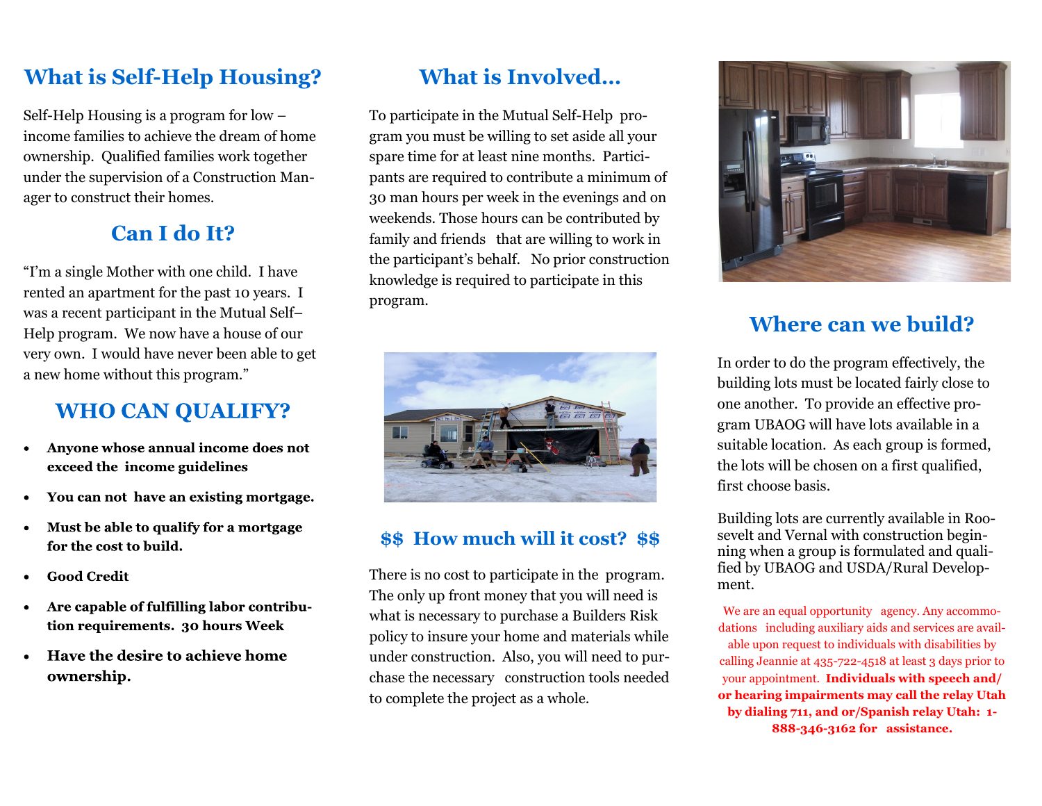## What is Self-Help Housing?

Self-Help Housing is a program for low – income families to achieve the dream of home ownership. Qualified families work together under the supervision of a Construction Manager to construct their homes.

## Can I do It?

"I'm a single Mother with one child. I have rented an apartment for the past 10 years. I was a recent participant in the Mutual Self–Help program. We now have a house of our very own. I would have never been able to get a new home without this program."

## WHO CAN QUALIFY?

- **Anyone whose annual income does not exceed the income guidelines**
- **You can not have an existing mortgage.**
- **Must be able to qualify for a mortgage for the cost to build.**
- **Good Credit**
- **Are capable of fulfilling labor contribution requirements. 30 hours Week**
- **Have the desire to achieve home ownership.**

## What is Involved...

To participate in the Mutual Self-Help program you must be willing to set aside all your spare time for at least nine months. Participants are required to contribute a minimum of 30 man hours per week in the evenings and on weekends. Those hours can be contributed by family and friends that are willing to work in the participant's behalf. No prior construction knowledge is required to participate in this program.

## $$ How much will it cost? $$

There is no cost to participate in the program. The only up front money that you will need is what is necessary to purchase a Builders Risk policy to insure your home and materials while under construction. Also, you will need to purchase the necessary construction tools needed to complete the project as a whole.

## Where can we build?

In order to do the program effectively, the building lots must be located fairly close to one another. To provide an effective program UBAOG will have lots available in a suitable location. As each group is formed, the lots will be chosen on a first qualified, first choose basis.

Building lots are currently available in Roosevelt and Vernal with construction beginning when a group is formulated and qualified by UBAOG and USDA/Rural Development.

We are an equal opportunity agency. Any accommodations including auxiliary aids and services are available upon request to individuals with disabilities by calling Jeannie at 435-722-4518 at least 3 days prior to your appointment. **Individuals with speech and/or hearing impairments may call the relay Utah by dialing 711, and or/Spanish relay Utah: 1-888-346-3162 for assistance.**